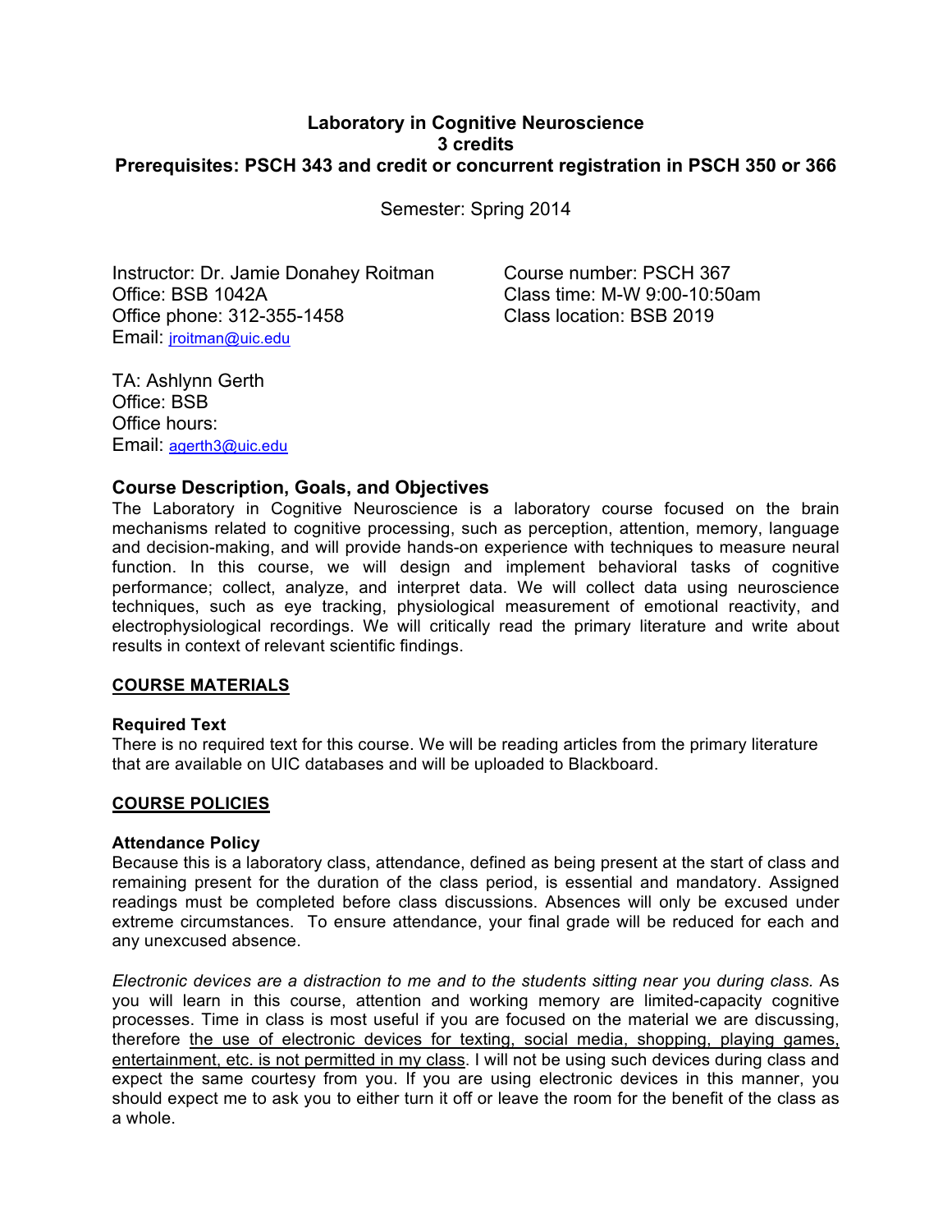**Laboratory in Cognitive Neuroscience**
**3 credits**
**Prerequisites: PSCH 343 and credit or concurrent registration in PSCH 350 or 366**

Semester: Spring 2014

Instructor: Dr. Jamie Donahey Roitman
Office: BSB 1042A
Office phone: 312-355-1458
Email: jroitman@uic.edu

Course number: PSCH 367
Class time: M-W 9:00-10:50am
Class location: BSB 2019

TA: Ashlynn Gerth
Office: BSB
Office hours:
Email: agerth3@uic.edu

## Course Description, Goals, and Objectives

The Laboratory in Cognitive Neuroscience is a laboratory course focused on the brain mechanisms related to cognitive processing, such as perception, attention, memory, language and decision-making, and will provide hands-on experience with techniques to measure neural function. In this course, we will design and implement behavioral tasks of cognitive performance; collect, analyze, and interpret data. We will collect data using neuroscience techniques, such as eye tracking, physiological measurement of emotional reactivity, and electrophysiological recordings. We will critically read the primary literature and write about results in context of relevant scientific findings.

## COURSE MATERIALS

### Required Text

There is no required text for this course. We will be reading articles from the primary literature that are available on UIC databases and will be uploaded to Blackboard.

## COURSE POLICIES

### Attendance Policy

Because this is a laboratory class, attendance, defined as being present at the start of class and remaining present for the duration of the class period, is essential and mandatory. Assigned readings must be completed before class discussions. Absences will only be excused under extreme circumstances. To ensure attendance, your final grade will be reduced for each and any unexcused absence.

*Electronic devices are a distraction to me and to the students sitting near you during class.* As you will learn in this course, attention and working memory are limited-capacity cognitive processes. Time in class is most useful if you are focused on the material we are discussing, therefore the use of electronic devices for texting, social media, shopping, playing games, entertainment, etc. is not permitted in my class. I will not be using such devices during class and expect the same courtesy from you. If you are using electronic devices in this manner, you should expect me to ask you to either turn it off or leave the room for the benefit of the class as a whole.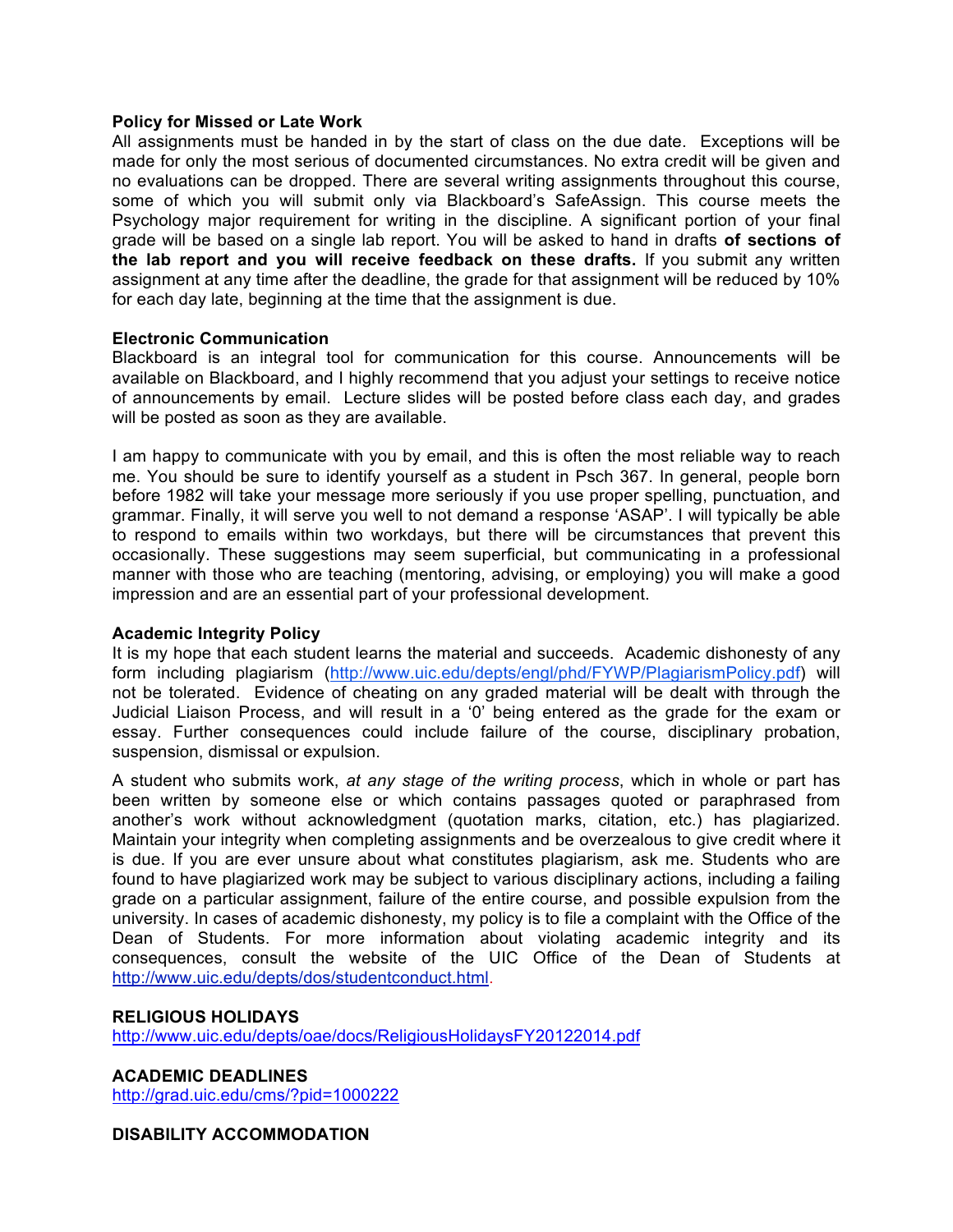**Policy for Missed or Late Work**

All assignments must be handed in by the start of class on the due date. Exceptions will be made for only the most serious of documented circumstances. No extra credit will be given and no evaluations can be dropped. There are several writing assignments throughout this course, some of which you will submit only via Blackboard's SafeAssign. This course meets the Psychology major requirement for writing in the discipline. A significant portion of your final grade will be based on a single lab report. You will be asked to hand in drafts **of sections of the lab report and you will receive feedback on these drafts.** If you submit any written assignment at any time after the deadline, the grade for that assignment will be reduced by 10% for each day late, beginning at the time that the assignment is due.

**Electronic Communication**

Blackboard is an integral tool for communication for this course. Announcements will be available on Blackboard, and I highly recommend that you adjust your settings to receive notice of announcements by email. Lecture slides will be posted before class each day, and grades will be posted as soon as they are available.

I am happy to communicate with you by email, and this is often the most reliable way to reach me. You should be sure to identify yourself as a student in Psch 367. In general, people born before 1982 will take your message more seriously if you use proper spelling, punctuation, and grammar. Finally, it will serve you well to not demand a response 'ASAP'. I will typically be able to respond to emails within two workdays, but there will be circumstances that prevent this occasionally. These suggestions may seem superficial, but communicating in a professional manner with those who are teaching (mentoring, advising, or employing) you will make a good impression and are an essential part of your professional development.

**Academic Integrity Policy**

It is my hope that each student learns the material and succeeds. Academic dishonesty of any form including plagiarism (http://www.uic.edu/depts/engl/phd/FYWP/PlagiarismPolicy.pdf) will not be tolerated. Evidence of cheating on any graded material will be dealt with through the Judicial Liaison Process, and will result in a '0' being entered as the grade for the exam or essay. Further consequences could include failure of the course, disciplinary probation, suspension, dismissal or expulsion.

A student who submits work, *at any stage of the writing process*, which in whole or part has been written by someone else or which contains passages quoted or paraphrased from another's work without acknowledgment (quotation marks, citation, etc.) has plagiarized. Maintain your integrity when completing assignments and be overzealous to give credit where it is due. If you are ever unsure about what constitutes plagiarism, ask me. Students who are found to have plagiarized work may be subject to various disciplinary actions, including a failing grade on a particular assignment, failure of the entire course, and possible expulsion from the university. In cases of academic dishonesty, my policy is to file a complaint with the Office of the Dean of Students. For more information about violating academic integrity and its consequences, consult the website of the UIC Office of the Dean of Students at http://www.uic.edu/depts/dos/studentconduct.html.

**RELIGIOUS HOLIDAYS**

http://www.uic.edu/depts/oae/docs/ReligiousHolidaysFY20122014.pdf

**ACADEMIC DEADLINES**

http://grad.uic.edu/cms/?pid=1000222

**DISABILITY ACCOMMODATION**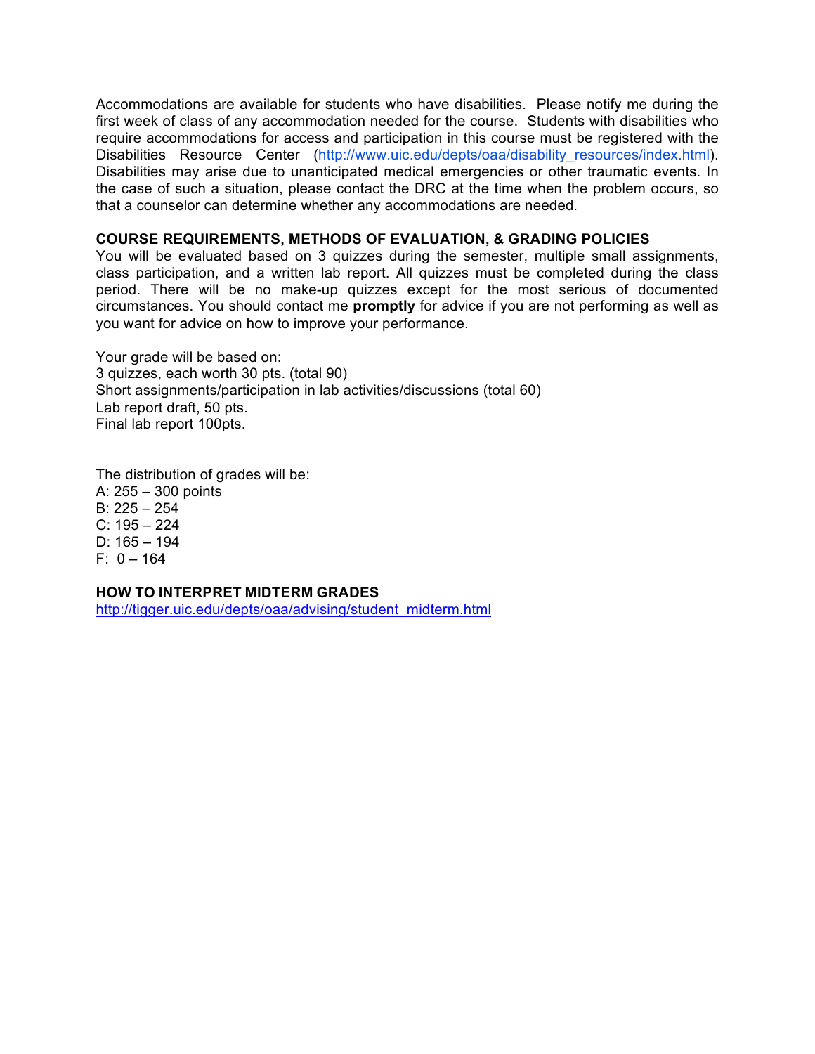Accommodations are available for students who have disabilities. Please notify me during the first week of class of any accommodation needed for the course. Students with disabilities who require accommodations for access and participation in this course must be registered with the Disabilities Resource Center (http://www.uic.edu/depts/oaa/disability_resources/index.html). Disabilities may arise due to unanticipated medical emergencies or other traumatic events. In the case of such a situation, please contact the DRC at the time when the problem occurs, so that a counselor can determine whether any accommodations are needed.

## COURSE REQUIREMENTS, METHODS OF EVALUATION, & GRADING POLICIES

You will be evaluated based on 3 quizzes during the semester, multiple small assignments, class participation, and a written lab report. All quizzes must be completed during the class period. There will be no make-up quizzes except for the most serious of documented circumstances. You should contact me **promptly** for advice if you are not performing as well as you want for advice on how to improve your performance.

Your grade will be based on:
3 quizzes, each worth 30 pts. (total 90)
Short assignments/participation in lab activities/discussions (total 60)
Lab report draft, 50 pts.
Final lab report 100pts.

The distribution of grades will be:
A: 255 – 300 points
B: 225 – 254
C: 195 – 224
D: 165 – 194
F: 0 – 164

## HOW TO INTERPRET MIDTERM GRADES

http://tigger.uic.edu/depts/oaa/advising/student_midterm.html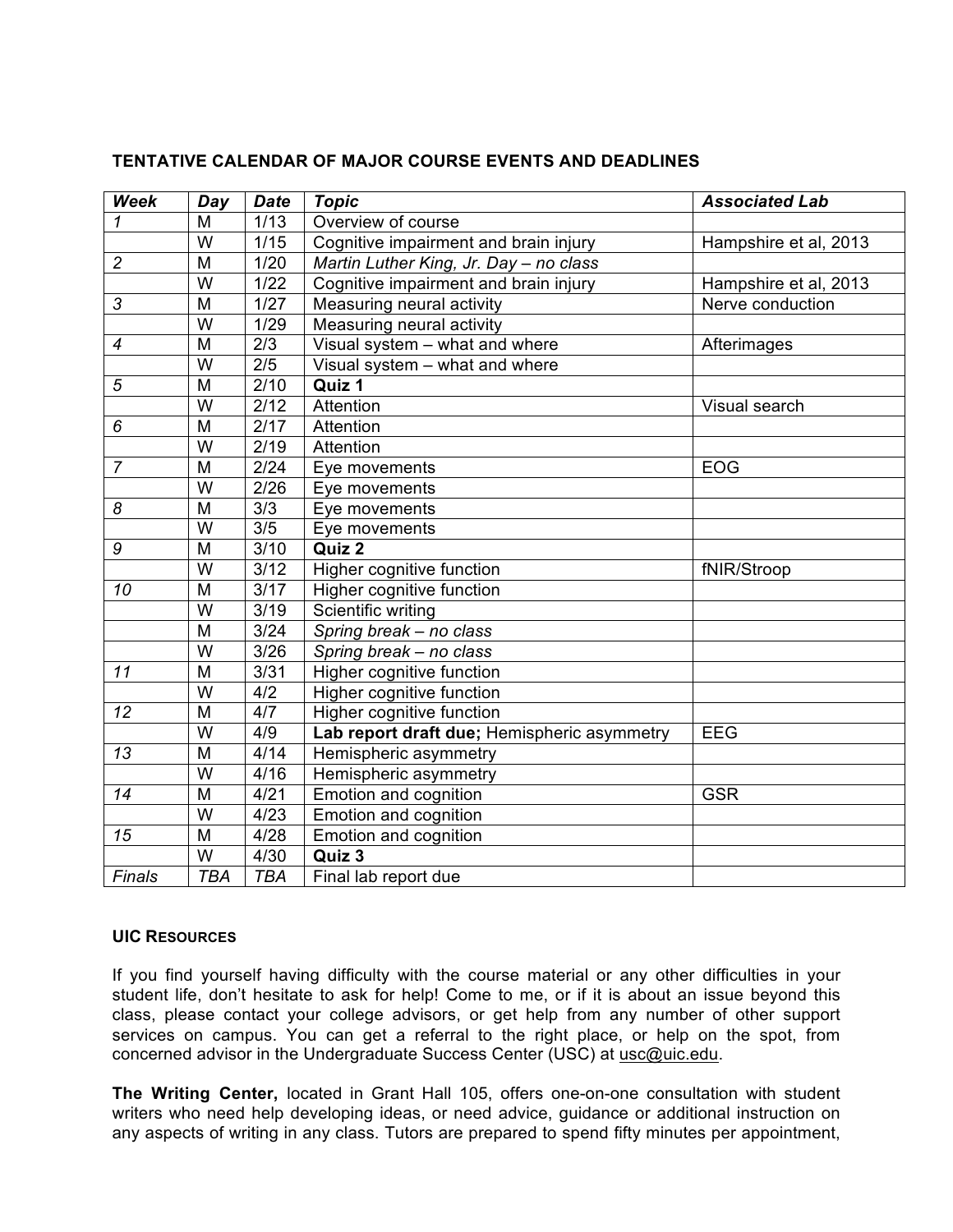### TENTATIVE CALENDAR OF MAJOR COURSE EVENTS AND DEADLINES

| *Week* | *Day* | *Date* | *Topic* | *Associated Lab* |
|---|---|---|---|---|
| *1* | M | 1/13 | Overview of course | |
| | W | 1/15 | Cognitive impairment and brain injury | Hampshire et al, 2013 |
| *2* | M | 1/20 | *Martin Luther King, Jr. Day – no class* | |
| | W | 1/22 | Cognitive impairment and brain injury | Hampshire et al, 2013 |
| *3* | M | 1/27 | Measuring neural activity | Nerve conduction |
| | W | 1/29 | Measuring neural activity | |
| *4* | M | 2/3 | Visual system – what and where | Afterimages |
| | W | 2/5 | Visual system – what and where | |
| *5* | M | 2/10 | **Quiz 1** | |
| | W | 2/12 | Attention | Visual search |
| *6* | M | 2/17 | Attention | |
| | W | 2/19 | Attention | |
| *7* | M | 2/24 | Eye movements | EOG |
| | W | 2/26 | Eye movements | |
| *8* | M | 3/3 | Eye movements | |
| | W | 3/5 | Eye movements | |
| *9* | M | 3/10 | **Quiz 2** | |
| | W | 3/12 | Higher cognitive function | fNIR/Stroop |
| *10* | M | 3/17 | Higher cognitive function | |
| | W | 3/19 | Scientific writing | |
| | M | 3/24 | *Spring break – no class* | |
| | W | 3/26 | *Spring break – no class* | |
| *11* | M | 3/31 | Higher cognitive function | |
| | W | 4/2 | Higher cognitive function | |
| *12* | M | 4/7 | Higher cognitive function | |
| | W | 4/9 | **Lab report draft due;** Hemispheric asymmetry | EEG |
| *13* | M | 4/14 | Hemispheric asymmetry | |
| | W | 4/16 | Hemispheric asymmetry | |
| *14* | M | 4/21 | Emotion and cognition | GSR |
| | W | 4/23 | Emotion and cognition | |
| *15* | M | 4/28 | Emotion and cognition | |
| | W | 4/30 | **Quiz 3** | |
| *Finals* | *TBA* | *TBA* | Final lab report due | |

### UIC RESOURCES

If you find yourself having difficulty with the course material or any other difficulties in your student life, don't hesitate to ask for help! Come to me, or if it is about an issue beyond this class, please contact your college advisors, or get help from any number of other support services on campus. You can get a referral to the right place, or help on the spot, from concerned advisor in the Undergraduate Success Center (USC) at usc@uic.edu.

**The Writing Center,** located in Grant Hall 105, offers one-on-one consultation with student writers who need help developing ideas, or need advice, guidance or additional instruction on any aspects of writing in any class. Tutors are prepared to spend fifty minutes per appointment,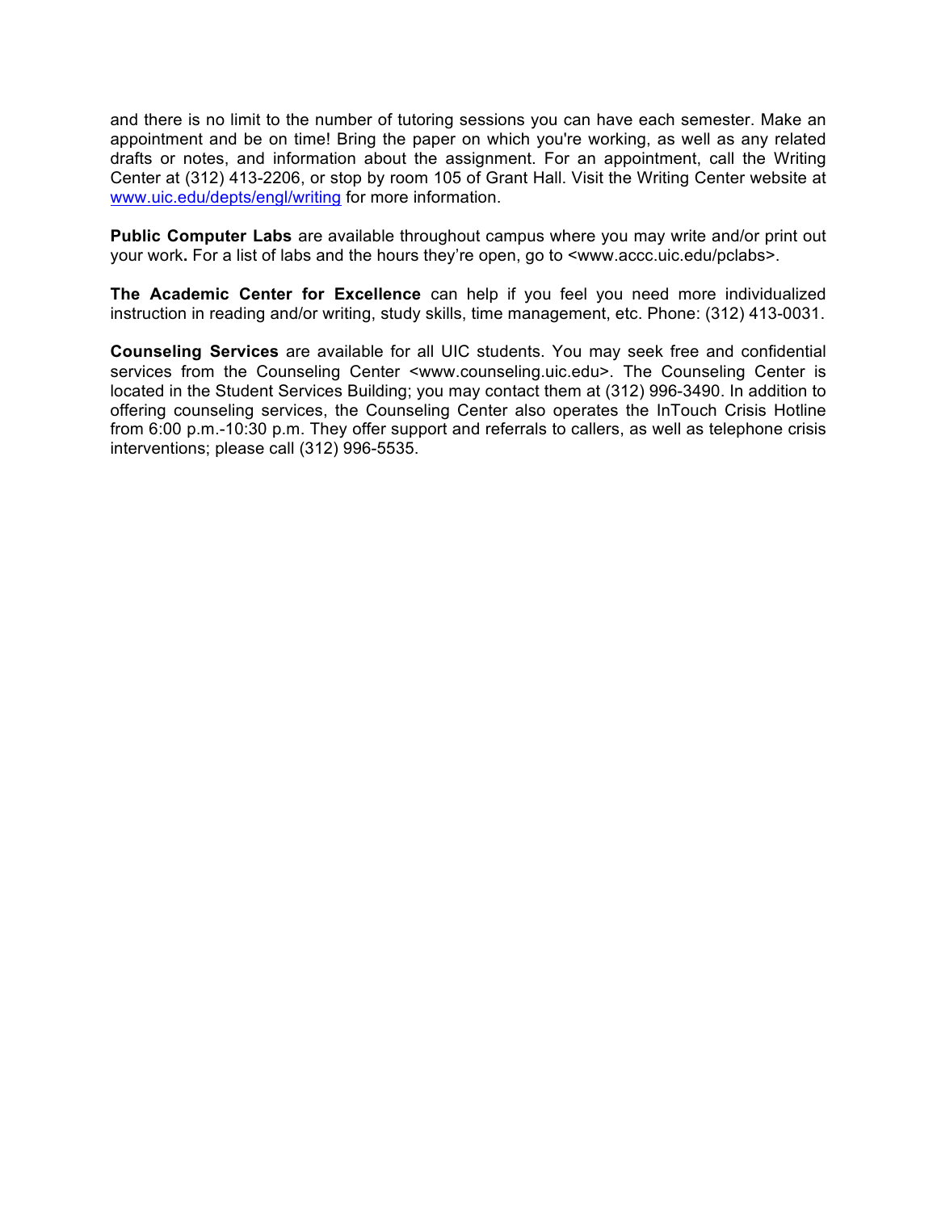and there is no limit to the number of tutoring sessions you can have each semester. Make an appointment and be on time! Bring the paper on which you're working, as well as any related drafts or notes, and information about the assignment. For an appointment, call the Writing Center at (312) 413-2206, or stop by room 105 of Grant Hall. Visit the Writing Center website at www.uic.edu/depts/engl/writing for more information.

**Public Computer Labs** are available throughout campus where you may write and/or print out your work**.** For a list of labs and the hours they're open, go to <www.accc.uic.edu/pclabs>.

**The Academic Center for Excellence** can help if you feel you need more individualized instruction in reading and/or writing, study skills, time management, etc. Phone: (312) 413-0031.

**Counseling Services** are available for all UIC students. You may seek free and confidential services from the Counseling Center <www.counseling.uic.edu>. The Counseling Center is located in the Student Services Building; you may contact them at (312) 996-3490. In addition to offering counseling services, the Counseling Center also operates the InTouch Crisis Hotline from 6:00 p.m.-10:30 p.m. They offer support and referrals to callers, as well as telephone crisis interventions; please call (312) 996-5535.